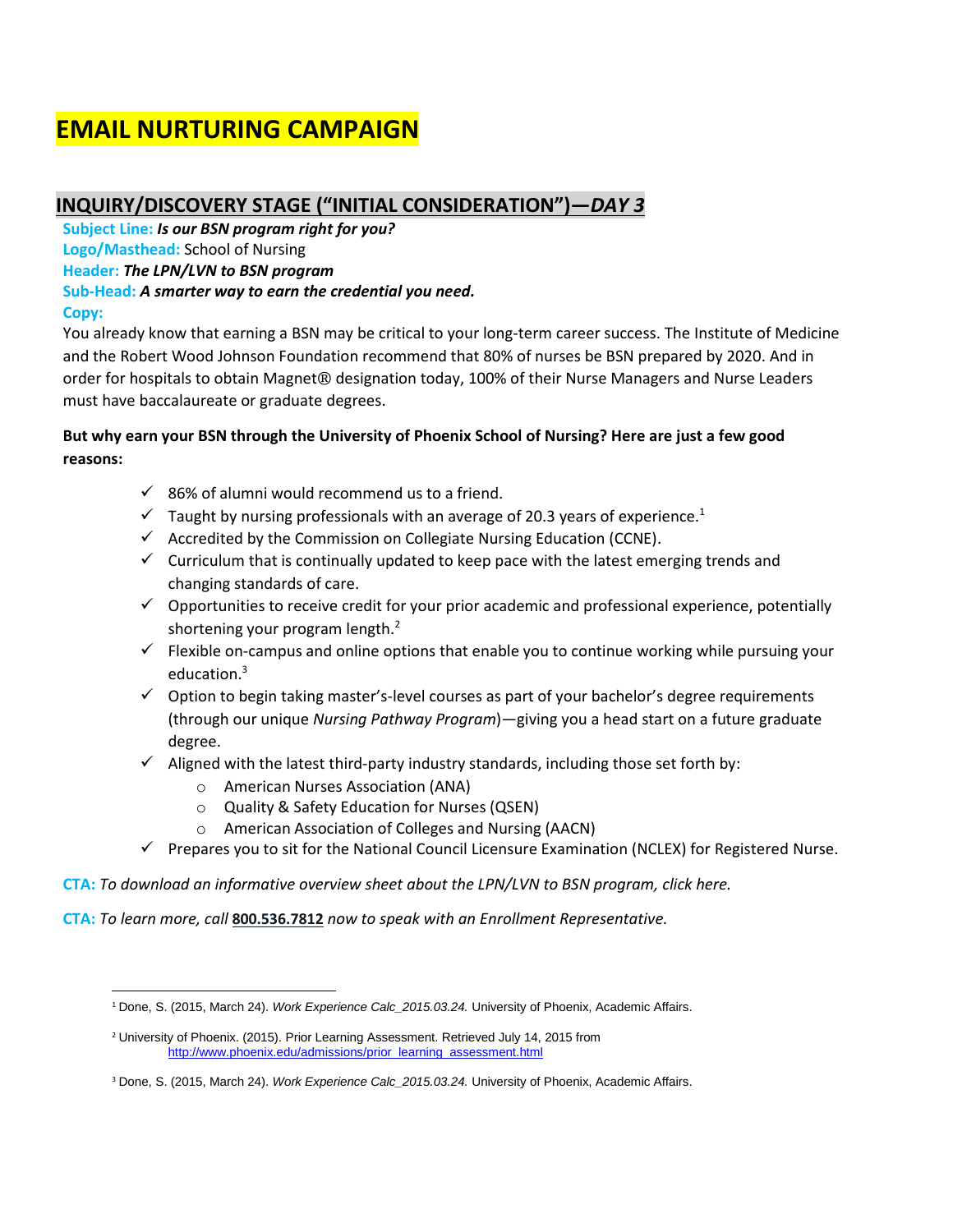# EMAIL NURTURING CAMPAIGN

## INQUIRY/DISCOVERY STAGE ("INITIAL CONSIDERATION")—*DAY 3*

**Subject Line:** ***Is our BSN program right for you?***

**Logo/Masthead:** School of Nursing

**Header:** ***The LPN/LVN to BSN program***

**Sub-Head:** ***A smarter way to earn the credential you need.***

**Copy:**

You already know that earning a BSN may be critical to your long-term career success. The Institute of Medicine and the Robert Wood Johnson Foundation recommend that 80% of nurses be BSN prepared by 2020. And in order for hospitals to obtain Magnet® designation today, 100% of their Nurse Managers and Nurse Leaders must have baccalaureate or graduate degrees.

**But why earn your BSN through the University of Phoenix School of Nursing? Here are just a few good reasons:**

- ✓ 86% of alumni would recommend us to a friend.
- ✓ Taught by nursing professionals with an average of 20.3 years of experience.[1]
- ✓ Accredited by the Commission on Collegiate Nursing Education (CCNE).
- ✓ Curriculum that is continually updated to keep pace with the latest emerging trends and changing standards of care.
- ✓ Opportunities to receive credit for your prior academic and professional experience, potentially shortening your program length.[2]
- ✓ Flexible on-campus and online options that enable you to continue working while pursuing your education.[3]
- ✓ Option to begin taking master's-level courses as part of your bachelor's degree requirements (through our unique *Nursing Pathway Program*)—giving you a head start on a future graduate degree.
- ✓ Aligned with the latest third-party industry standards, including those set forth by:
  - American Nurses Association (ANA)
  - Quality & Safety Education for Nurses (QSEN)
  - American Association of Colleges and Nursing (AACN)
- ✓ Prepares you to sit for the National Council Licensure Examination (NCLEX) for Registered Nurse.

**CTA:** *To download an informative overview sheet about the LPN/LVN to BSN program, click here.*

**CTA:** *To learn more, call* **800.536.7812** *now to speak with an Enrollment Representative.*

---

[1] Done, S. (2015, March 24). *Work Experience Calc_2015.03.24.* University of Phoenix, Academic Affairs.

[2] University of Phoenix. (2015). Prior Learning Assessment. Retrieved July 14, 2015 from http://www.phoenix.edu/admissions/prior_learning_assessment.html

[3] Done, S. (2015, March 24). *Work Experience Calc_2015.03.24.* University of Phoenix, Academic Affairs.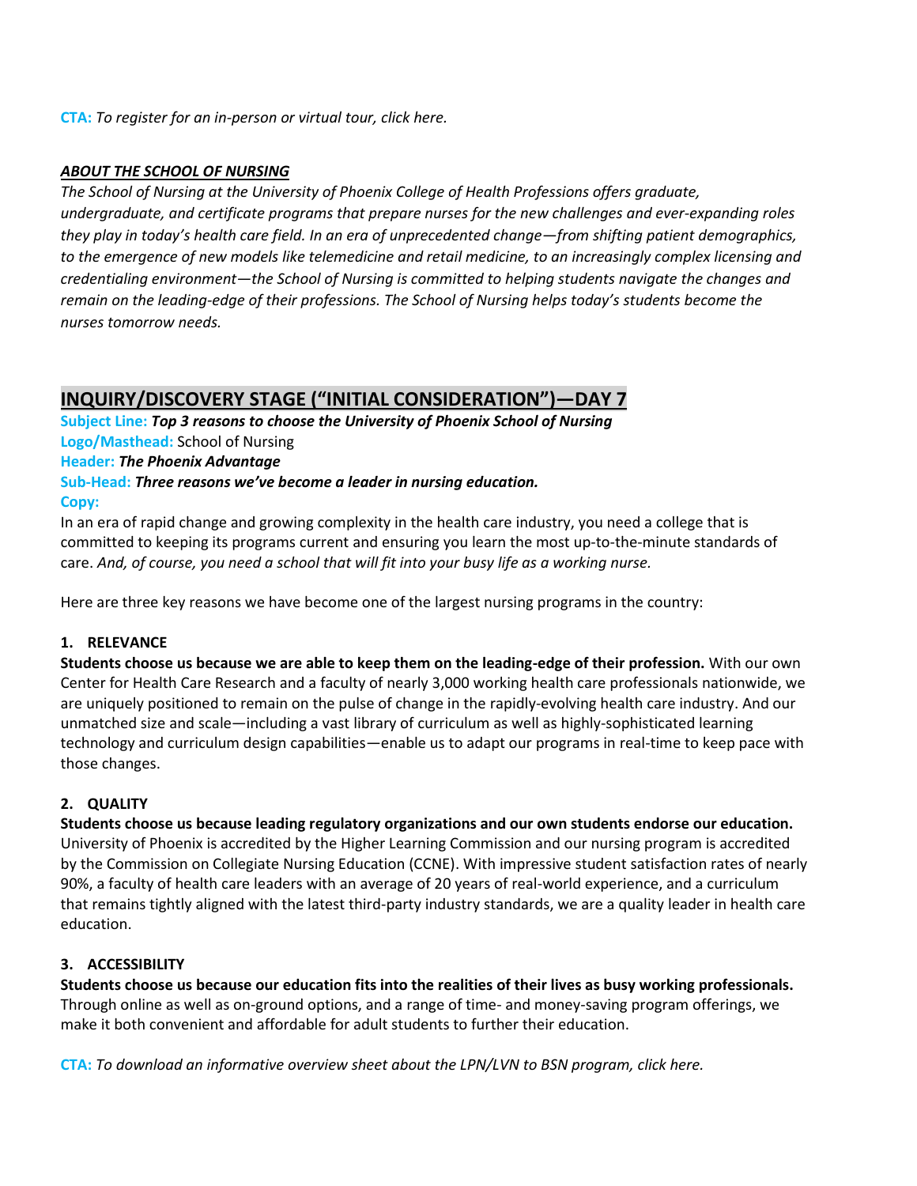**CTA:** *To register for an in-person or virtual tour, click here.*

***ABOUT THE SCHOOL OF NURSING***

*The School of Nursing at the University of Phoenix College of Health Professions offers graduate, undergraduate, and certificate programs that prepare nurses for the new challenges and ever-expanding roles they play in today's health care field. In an era of unprecedented change—from shifting patient demographics, to the emergence of new models like telemedicine and retail medicine, to an increasingly complex licensing and credentialing environment—the School of Nursing is committed to helping students navigate the changes and remain on the leading-edge of their professions. The School of Nursing helps today's students become the nurses tomorrow needs.*

## INQUIRY/DISCOVERY STAGE ("INITIAL CONSIDERATION")—DAY 7

**Subject Line:** ***Top 3 reasons to choose the University of Phoenix School of Nursing***

**Logo/Masthead:** School of Nursing

**Header:** ***The Phoenix Advantage***

**Sub-Head:** ***Three reasons we've become a leader in nursing education.***

**Copy:**

In an era of rapid change and growing complexity in the health care industry, you need a college that is committed to keeping its programs current and ensuring you learn the most up-to-the-minute standards of care. *And, of course, you need a school that will fit into your busy life as a working nurse.*

Here are three key reasons we have become one of the largest nursing programs in the country:

**1. RELEVANCE**

**Students choose us because we are able to keep them on the leading-edge of their profession.** With our own Center for Health Care Research and a faculty of nearly 3,000 working health care professionals nationwide, we are uniquely positioned to remain on the pulse of change in the rapidly-evolving health care industry. And our unmatched size and scale—including a vast library of curriculum as well as highly-sophisticated learning technology and curriculum design capabilities—enable us to adapt our programs in real-time to keep pace with those changes.

**2. QUALITY**

**Students choose us because leading regulatory organizations and our own students endorse our education.** University of Phoenix is accredited by the Higher Learning Commission and our nursing program is accredited by the Commission on Collegiate Nursing Education (CCNE). With impressive student satisfaction rates of nearly 90%, a faculty of health care leaders with an average of 20 years of real-world experience, and a curriculum that remains tightly aligned with the latest third-party industry standards, we are a quality leader in health care education.

**3. ACCESSIBILITY**

**Students choose us because our education fits into the realities of their lives as busy working professionals.** Through online as well as on-ground options, and a range of time- and money-saving program offerings, we make it both convenient and affordable for adult students to further their education.

**CTA:** *To download an informative overview sheet about the LPN/LVN to BSN program, click here.*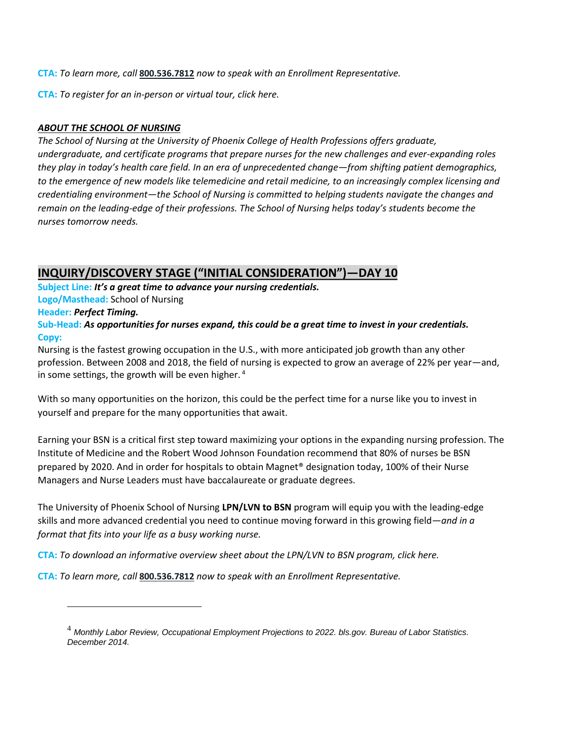**CTA:** *To learn more, call* **800.536.7812** *now to speak with an Enrollment Representative.*

**CTA:** *To register for an in-person or virtual tour, click here.*

***ABOUT THE SCHOOL OF NURSING***

*The School of Nursing at the University of Phoenix College of Health Professions offers graduate, undergraduate, and certificate programs that prepare nurses for the new challenges and ever-expanding roles they play in today's health care field. In an era of unprecedented change—from shifting patient demographics, to the emergence of new models like telemedicine and retail medicine, to an increasingly complex licensing and credentialing environment—the School of Nursing is committed to helping students navigate the changes and remain on the leading-edge of their professions. The School of Nursing helps today's students become the nurses tomorrow needs.*

## INQUIRY/DISCOVERY STAGE ("INITIAL CONSIDERATION")—DAY 10

**Subject Line:** ***It's a great time to advance your nursing credentials.***

**Logo/Masthead:** School of Nursing

**Header:** ***Perfect Timing.***

**Sub-Head:** ***As opportunities for nurses expand, this could be a great time to invest in your credentials.***

**Copy:**

Nursing is the fastest growing occupation in the U.S., with more anticipated job growth than any other profession. Between 2008 and 2018, the field of nursing is expected to grow an average of 22% per year—and, in some settings, the growth will be even higher.[4]

With so many opportunities on the horizon, this could be the perfect time for a nurse like you to invest in yourself and prepare for the many opportunities that await.

Earning your BSN is a critical first step toward maximizing your options in the expanding nursing profession. The Institute of Medicine and the Robert Wood Johnson Foundation recommend that 80% of nurses be BSN prepared by 2020. And in order for hospitals to obtain Magnet® designation today, 100% of their Nurse Managers and Nurse Leaders must have baccalaureate or graduate degrees.

The University of Phoenix School of Nursing **LPN/LVN to BSN** program will equip you with the leading-edge skills and more advanced credential you need to continue moving forward in this growing field—*and in a format that fits into your life as a busy working nurse.*

**CTA:** *To download an informative overview sheet about the LPN/LVN to BSN program, click here.*

**CTA:** *To learn more, call* **800.536.7812** *now to speak with an Enrollment Representative.*

---

[4] *Monthly Labor Review, Occupational Employment Projections to 2022. bls.gov. Bureau of Labor Statistics. December 2014.*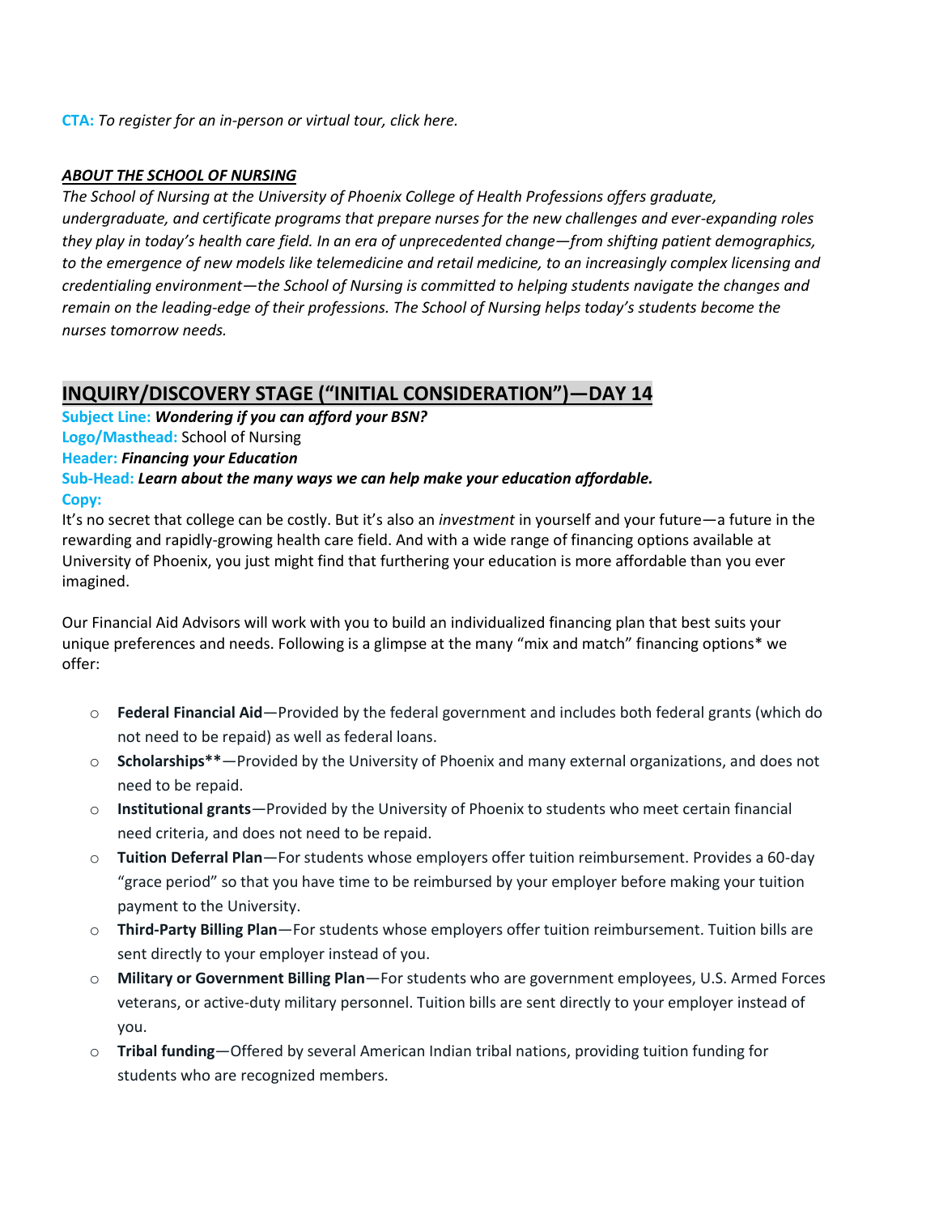**CTA:** *To register for an in-person or virtual tour, click here.*

***ABOUT THE SCHOOL OF NURSING***

*The School of Nursing at the University of Phoenix College of Health Professions offers graduate, undergraduate, and certificate programs that prepare nurses for the new challenges and ever-expanding roles they play in today's health care field. In an era of unprecedented change—from shifting patient demographics, to the emergence of new models like telemedicine and retail medicine, to an increasingly complex licensing and credentialing environment—the School of Nursing is committed to helping students navigate the changes and remain on the leading-edge of their professions. The School of Nursing helps today's students become the nurses tomorrow needs.*

## INQUIRY/DISCOVERY STAGE ("INITIAL CONSIDERATION")—DAY 14

**Subject Line:** ***Wondering if you can afford your BSN?***
**Logo/Masthead:** School of Nursing
**Header:** ***Financing your Education***
**Sub-Head:** ***Learn about the many ways we can help make your education affordable.***
**Copy:**

It's no secret that college can be costly. But it's also an *investment* in yourself and your future—a future in the rewarding and rapidly-growing health care field. And with a wide range of financing options available at University of Phoenix, you just might find that furthering your education is more affordable than you ever imagined.

Our Financial Aid Advisors will work with you to build an individualized financing plan that best suits your unique preferences and needs. Following is a glimpse at the many "mix and match" financing options* we offer:

- **Federal Financial Aid**—Provided by the federal government and includes both federal grants (which do not need to be repaid) as well as federal loans.
- **Scholarships****—Provided by the University of Phoenix and many external organizations, and does not need to be repaid.
- **Institutional grants**—Provided by the University of Phoenix to students who meet certain financial need criteria, and does not need to be repaid.
- **Tuition Deferral Plan**—For students whose employers offer tuition reimbursement. Provides a 60-day "grace period" so that you have time to be reimbursed by your employer before making your tuition payment to the University.
- **Third-Party Billing Plan**—For students whose employers offer tuition reimbursement. Tuition bills are sent directly to your employer instead of you.
- **Military or Government Billing Plan**—For students who are government employees, U.S. Armed Forces veterans, or active-duty military personnel. Tuition bills are sent directly to your employer instead of you.
- **Tribal funding**—Offered by several American Indian tribal nations, providing tuition funding for students who are recognized members.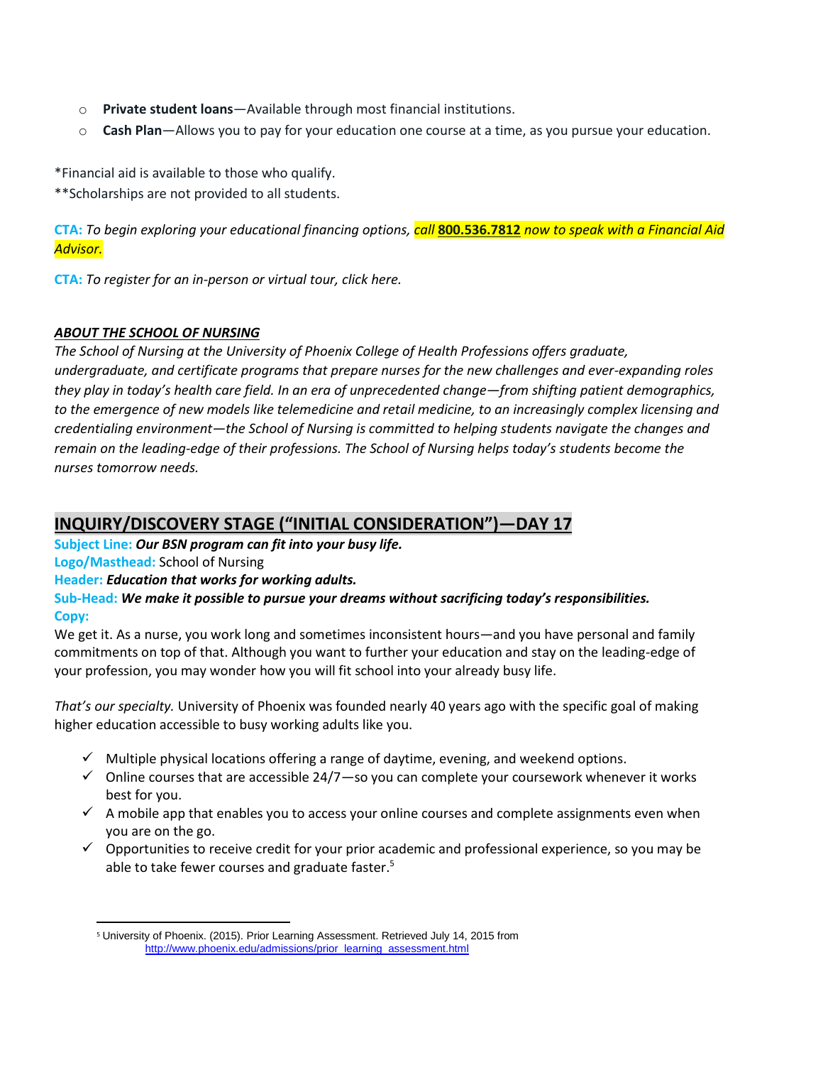- **Private student loans**—Available through most financial institutions.
- **Cash Plan**—Allows you to pay for your education one course at a time, as you pursue your education.

*Financial aid is available to those who qualify.
**Scholarships are not provided to all students.

**CTA:** *To begin exploring your educational financing options, call **800.536.7812** now to speak with a Financial Aid Advisor.*

**CTA:** *To register for an in-person or virtual tour, click here.*

***ABOUT THE SCHOOL OF NURSING***

*The School of Nursing at the University of Phoenix College of Health Professions offers graduate, undergraduate, and certificate programs that prepare nurses for the new challenges and ever-expanding roles they play in today's health care field. In an era of unprecedented change—from shifting patient demographics, to the emergence of new models like telemedicine and retail medicine, to an increasingly complex licensing and credentialing environment—the School of Nursing is committed to helping students navigate the changes and remain on the leading-edge of their professions. The School of Nursing helps today's students become the nurses tomorrow needs.*

## INQUIRY/DISCOVERY STAGE ("INITIAL CONSIDERATION")—DAY 17

**Subject Line:** ***Our BSN program can fit into your busy life.***
**Logo/Masthead:** School of Nursing
**Header:** ***Education that works for working adults.***
**Sub-Head:** ***We make it possible to pursue your dreams without sacrificing today's responsibilities.***
**Copy:**

We get it. As a nurse, you work long and sometimes inconsistent hours—and you have personal and family commitments on top of that. Although you want to further your education and stay on the leading-edge of your profession, you may wonder how you will fit school into your already busy life.

*That's our specialty.* University of Phoenix was founded nearly 40 years ago with the specific goal of making higher education accessible to busy working adults like you.

- ✓ Multiple physical locations offering a range of daytime, evening, and weekend options.
- ✓ Online courses that are accessible 24/7—so you can complete your coursework whenever it works best for you.
- ✓ A mobile app that enables you to access your online courses and complete assignments even when you are on the go.
- ✓ Opportunities to receive credit for your prior academic and professional experience, so you may be able to take fewer courses and graduate faster.[5]

---

[5] University of Phoenix. (2015). Prior Learning Assessment. Retrieved July 14, 2015 from http://www.phoenix.edu/admissions/prior_learning_assessment.html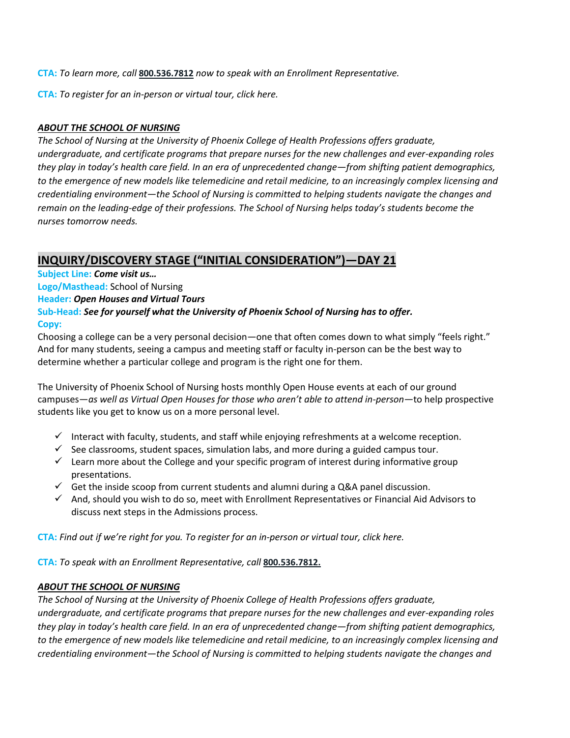**CTA:** *To learn more, call* **800.536.7812** *now to speak with an Enrollment Representative.*

**CTA:** *To register for an in-person or virtual tour, click here.*

***ABOUT THE SCHOOL OF NURSING***

*The School of Nursing at the University of Phoenix College of Health Professions offers graduate, undergraduate, and certificate programs that prepare nurses for the new challenges and ever-expanding roles they play in today's health care field. In an era of unprecedented change—from shifting patient demographics, to the emergence of new models like telemedicine and retail medicine, to an increasingly complex licensing and credentialing environment—the School of Nursing is committed to helping students navigate the changes and remain on the leading-edge of their professions. The School of Nursing helps today's students become the nurses tomorrow needs.*

## INQUIRY/DISCOVERY STAGE ("INITIAL CONSIDERATION")—DAY 21

**Subject Line:** ***Come visit us…***

**Logo/Masthead:** School of Nursing

**Header:** ***Open Houses and Virtual Tours***

**Sub-Head:** ***See for yourself what the University of Phoenix School of Nursing has to offer.***

**Copy:**

Choosing a college can be a very personal decision—one that often comes down to what simply "feels right." And for many students, seeing a campus and meeting staff or faculty in-person can be the best way to determine whether a particular college and program is the right one for them.

The University of Phoenix School of Nursing hosts monthly Open House events at each of our ground campuses—*as well as Virtual Open Houses for those who aren't able to attend in-person*—to help prospective students like you get to know us on a more personal level.

- ✓ Interact with faculty, students, and staff while enjoying refreshments at a welcome reception.
- ✓ See classrooms, student spaces, simulation labs, and more during a guided campus tour.
- ✓ Learn more about the College and your specific program of interest during informative group presentations.
- ✓ Get the inside scoop from current students and alumni during a Q&A panel discussion.
- ✓ And, should you wish to do so, meet with Enrollment Representatives or Financial Aid Advisors to discuss next steps in the Admissions process.

**CTA:** *Find out if we're right for you. To register for an in-person or virtual tour, click here.*

**CTA:** *To speak with an Enrollment Representative, call* **800.536.7812.**

***ABOUT THE SCHOOL OF NURSING***

*The School of Nursing at the University of Phoenix College of Health Professions offers graduate, undergraduate, and certificate programs that prepare nurses for the new challenges and ever-expanding roles they play in today's health care field. In an era of unprecedented change—from shifting patient demographics, to the emergence of new models like telemedicine and retail medicine, to an increasingly complex licensing and credentialing environment—the School of Nursing is committed to helping students navigate the changes and*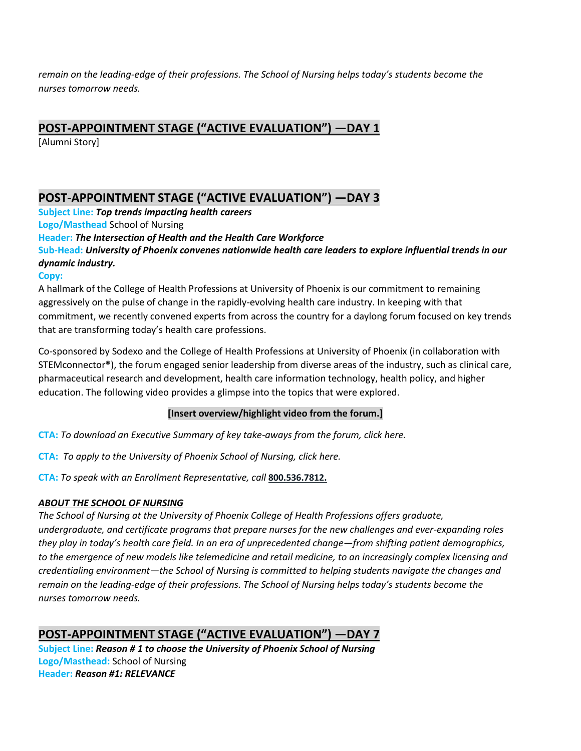*remain on the leading-edge of their professions. The School of Nursing helps today's students become the nurses tomorrow needs.*

## POST-APPOINTMENT STAGE ("ACTIVE EVALUATION") —DAY 1

[Alumni Story]

## POST-APPOINTMENT STAGE ("ACTIVE EVALUATION") —DAY 3

**Subject Line:** ***Top trends impacting health careers***

**Logo/Masthead** School of Nursing

**Header:** ***The Intersection of Health and the Health Care Workforce***

**Sub-Head:** ***University of Phoenix convenes nationwide health care leaders to explore influential trends in our dynamic industry.***

**Copy:**

A hallmark of the College of Health Professions at University of Phoenix is our commitment to remaining aggressively on the pulse of change in the rapidly-evolving health care industry. In keeping with that commitment, we recently convened experts from across the country for a daylong forum focused on key trends that are transforming today's health care professions.

Co-sponsored by Sodexo and the College of Health Professions at University of Phoenix (in collaboration with STEMconnector®), the forum engaged senior leadership from diverse areas of the industry, such as clinical care, pharmaceutical research and development, health care information technology, health policy, and higher education. The following video provides a glimpse into the topics that were explored.

**[Insert overview/highlight video from the forum.]**

**CTA:** *To download an Executive Summary of key take-aways from the forum, click here.*

**CTA:** *To apply to the University of Phoenix School of Nursing, click here.*

**CTA:** *To speak with an Enrollment Representative, call* **800.536.7812.**

***ABOUT THE SCHOOL OF NURSING***

*The School of Nursing at the University of Phoenix College of Health Professions offers graduate, undergraduate, and certificate programs that prepare nurses for the new challenges and ever-expanding roles they play in today's health care field. In an era of unprecedented change—from shifting patient demographics, to the emergence of new models like telemedicine and retail medicine, to an increasingly complex licensing and credentialing environment—the School of Nursing is committed to helping students navigate the changes and remain on the leading-edge of their professions. The School of Nursing helps today's students become the nurses tomorrow needs.*

## POST-APPOINTMENT STAGE ("ACTIVE EVALUATION") —DAY 7

**Subject Line:** ***Reason # 1 to choose the University of Phoenix School of Nursing***

**Logo/Masthead:** School of Nursing

**Header:** ***Reason #1: RELEVANCE***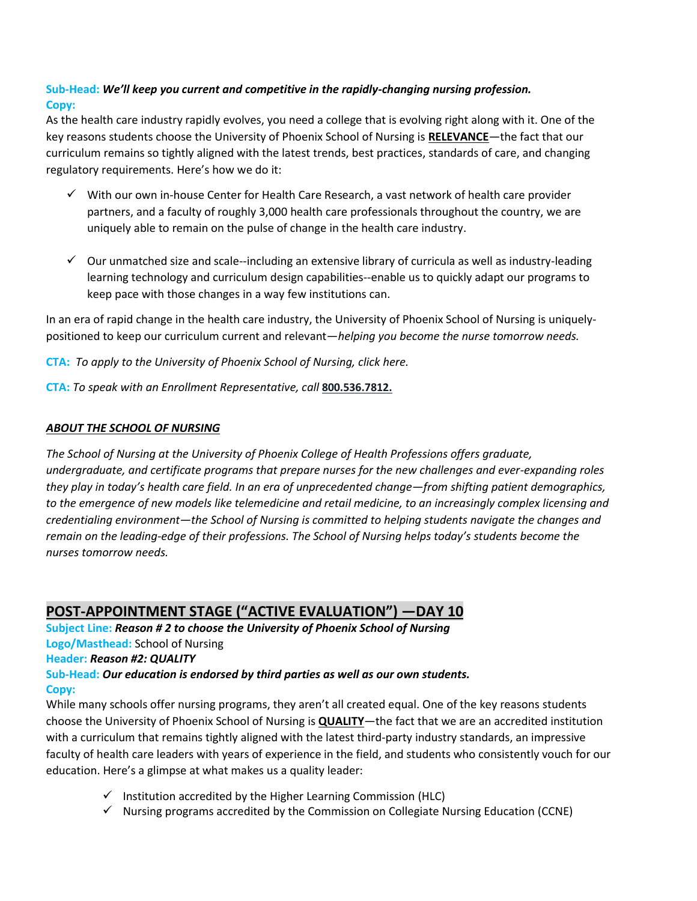**Sub-Head:** ***We'll keep you current and competitive in the rapidly-changing nursing profession.***

**Copy:**

As the health care industry rapidly evolves, you need a college that is evolving right along with it. One of the key reasons students choose the University of Phoenix School of Nursing is **RELEVANCE**—the fact that our curriculum remains so tightly aligned with the latest trends, best practices, standards of care, and changing regulatory requirements. Here's how we do it:

- ✓ With our own in-house Center for Health Care Research, a vast network of health care provider partners, and a faculty of roughly 3,000 health care professionals throughout the country, we are uniquely able to remain on the pulse of change in the health care industry.

- ✓ Our unmatched size and scale--including an extensive library of curricula as well as industry-leading learning technology and curriculum design capabilities--enable us to quickly adapt our programs to keep pace with those changes in a way few institutions can.

In an era of rapid change in the health care industry, the University of Phoenix School of Nursing is uniquely-positioned to keep our curriculum current and relevant—*helping you become the nurse tomorrow needs.*

**CTA:** *To apply to the University of Phoenix School of Nursing, click here.*

**CTA:** *To speak with an Enrollment Representative, call* **800.536.7812.**

***ABOUT THE SCHOOL OF NURSING***

*The School of Nursing at the University of Phoenix College of Health Professions offers graduate, undergraduate, and certificate programs that prepare nurses for the new challenges and ever-expanding roles they play in today's health care field. In an era of unprecedented change—from shifting patient demographics, to the emergence of new models like telemedicine and retail medicine, to an increasingly complex licensing and credentialing environment—the School of Nursing is committed to helping students navigate the changes and remain on the leading-edge of their professions. The School of Nursing helps today's students become the nurses tomorrow needs.*

## POST-APPOINTMENT STAGE ("ACTIVE EVALUATION") —DAY 10

**Subject Line:** ***Reason # 2 to choose the University of Phoenix School of Nursing***

**Logo/Masthead:** School of Nursing

**Header:** ***Reason #2: QUALITY***

**Sub-Head:** ***Our education is endorsed by third parties as well as our own students.***

**Copy:**

While many schools offer nursing programs, they aren't all created equal. One of the key reasons students choose the University of Phoenix School of Nursing is **QUALITY**—the fact that we are an accredited institution with a curriculum that remains tightly aligned with the latest third-party industry standards, an impressive faculty of health care leaders with years of experience in the field, and students who consistently vouch for our education. Here's a glimpse at what makes us a quality leader:

- ✓ Institution accredited by the Higher Learning Commission (HLC)
- ✓ Nursing programs accredited by the Commission on Collegiate Nursing Education (CCNE)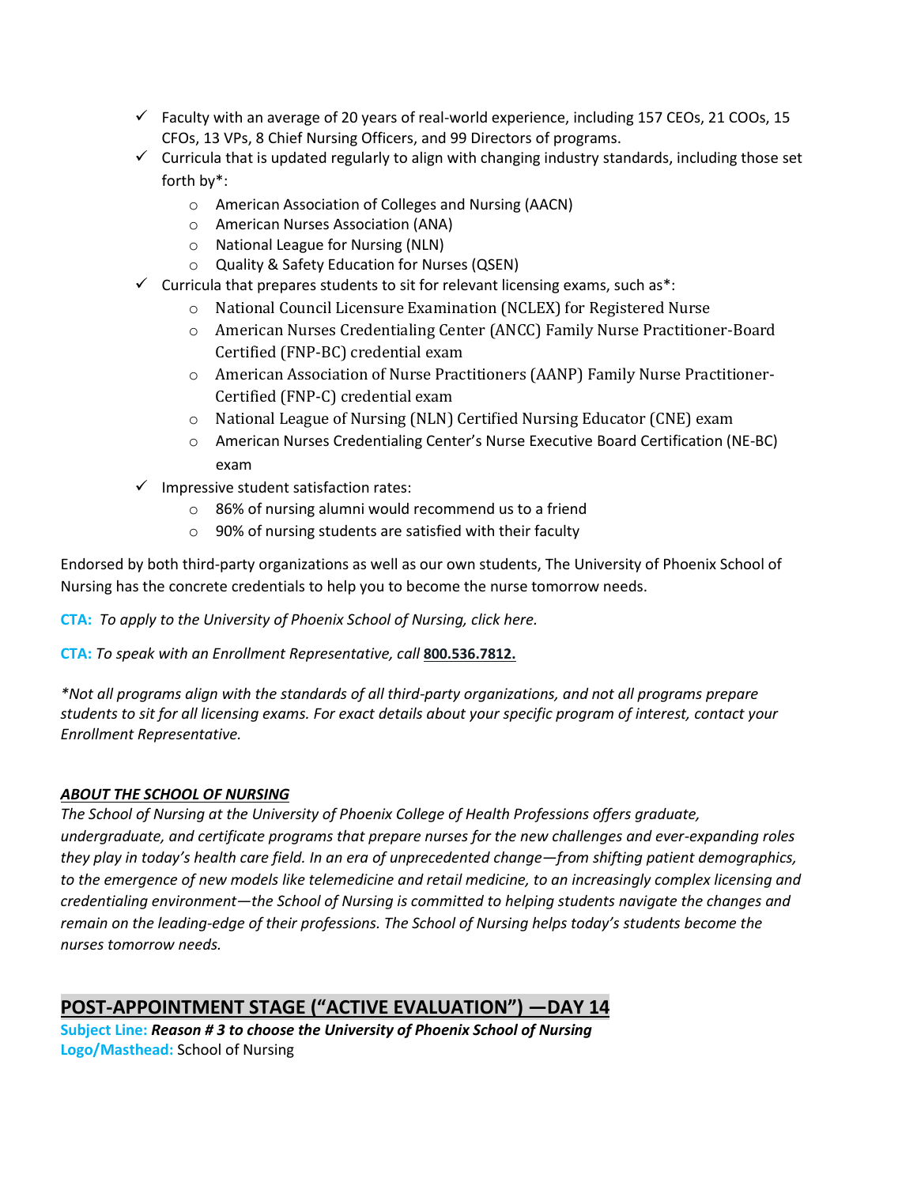- ✓ Faculty with an average of 20 years of real-world experience, including 157 CEOs, 21 COOs, 15 CFOs, 13 VPs, 8 Chief Nursing Officers, and 99 Directors of programs.
- ✓ Curricula that is updated regularly to align with changing industry standards, including those set forth by*:
  - American Association of Colleges and Nursing (AACN)
  - American Nurses Association (ANA)
  - National League for Nursing (NLN)
  - Quality & Safety Education for Nurses (QSEN)
- ✓ Curricula that prepares students to sit for relevant licensing exams, such as*:
  - National Council Licensure Examination (NCLEX) for Registered Nurse
  - American Nurses Credentialing Center (ANCC) Family Nurse Practitioner-Board Certified (FNP-BC) credential exam
  - American Association of Nurse Practitioners (AANP) Family Nurse Practitioner-Certified (FNP-C) credential exam
  - National League of Nursing (NLN) Certified Nursing Educator (CNE) exam
  - American Nurses Credentialing Center's Nurse Executive Board Certification (NE-BC) exam
- ✓ Impressive student satisfaction rates:
  - 86% of nursing alumni would recommend us to a friend
  - 90% of nursing students are satisfied with their faculty

Endorsed by both third-party organizations as well as our own students, The University of Phoenix School of Nursing has the concrete credentials to help you to become the nurse tomorrow needs.

**CTA:** *To apply to the University of Phoenix School of Nursing, click here.*

**CTA:** *To speak with an Enrollment Representative, call* **800.536.7812.**

*\*Not all programs align with the standards of all third-party organizations, and not all programs prepare students to sit for all licensing exams. For exact details about your specific program of interest, contact your Enrollment Representative.*

***ABOUT THE SCHOOL OF NURSING***

*The School of Nursing at the University of Phoenix College of Health Professions offers graduate, undergraduate, and certificate programs that prepare nurses for the new challenges and ever-expanding roles they play in today's health care field. In an era of unprecedented change—from shifting patient demographics, to the emergence of new models like telemedicine and retail medicine, to an increasingly complex licensing and credentialing environment—the School of Nursing is committed to helping students navigate the changes and remain on the leading-edge of their professions. The School of Nursing helps today's students become the nurses tomorrow needs.*

## POST-APPOINTMENT STAGE ("ACTIVE EVALUATION") —DAY 14

**Subject Line:** ***Reason # 3 to choose the University of Phoenix School of Nursing***
**Logo/Masthead:** School of Nursing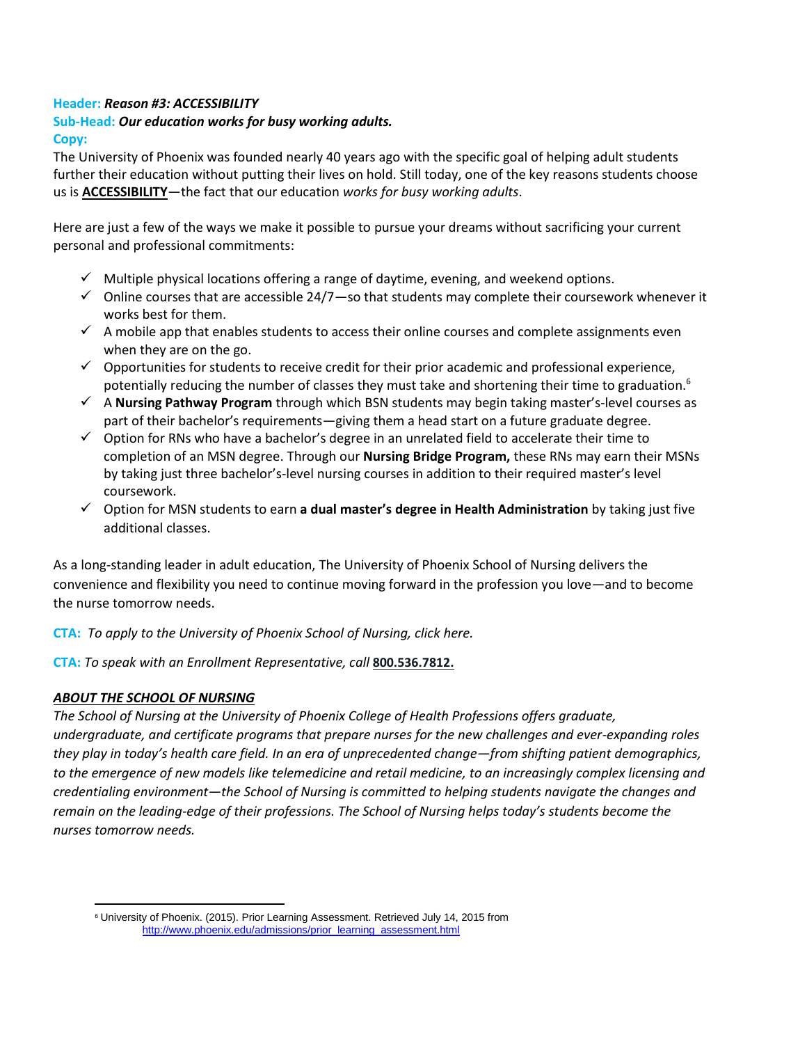**Header:** ***Reason #3: ACCESSIBILITY***

**Sub-Head:** ***Our education works for busy working adults.***

**Copy:**

The University of Phoenix was founded nearly 40 years ago with the specific goal of helping adult students further their education without putting their lives on hold. Still today, one of the key reasons students choose us is **ACCESSIBILITY**—the fact that our education *works for busy working adults*.

Here are just a few of the ways we make it possible to pursue your dreams without sacrificing your current personal and professional commitments:

- ✓ Multiple physical locations offering a range of daytime, evening, and weekend options.
- ✓ Online courses that are accessible 24/7—so that students may complete their coursework whenever it works best for them.
- ✓ A mobile app that enables students to access their online courses and complete assignments even when they are on the go.
- ✓ Opportunities for students to receive credit for their prior academic and professional experience, potentially reducing the number of classes they must take and shortening their time to graduation.[6]
- ✓ A **Nursing Pathway Program** through which BSN students may begin taking master's-level courses as part of their bachelor's requirements—giving them a head start on a future graduate degree.
- ✓ Option for RNs who have a bachelor's degree in an unrelated field to accelerate their time to completion of an MSN degree. Through our **Nursing Bridge Program,** these RNs may earn their MSNs by taking just three bachelor's-level nursing courses in addition to their required master's level coursework.
- ✓ Option for MSN students to earn **a dual master's degree in Health Administration** by taking just five additional classes.

As a long-standing leader in adult education, The University of Phoenix School of Nursing delivers the convenience and flexibility you need to continue moving forward in the profession you love—and to become the nurse tomorrow needs.

**CTA:** *To apply to the University of Phoenix School of Nursing, click here.*

**CTA:** *To speak with an Enrollment Representative, call* **800.536.7812.**

***ABOUT THE SCHOOL OF NURSING***

*The School of Nursing at the University of Phoenix College of Health Professions offers graduate, undergraduate, and certificate programs that prepare nurses for the new challenges and ever-expanding roles they play in today's health care field. In an era of unprecedented change—from shifting patient demographics, to the emergence of new models like telemedicine and retail medicine, to an increasingly complex licensing and credentialing environment—the School of Nursing is committed to helping students navigate the changes and remain on the leading-edge of their professions. The School of Nursing helps today's students become the nurses tomorrow needs.*

---

[6] University of Phoenix. (2015). Prior Learning Assessment. Retrieved July 14, 2015 from http://www.phoenix.edu/admissions/prior_learning_assessment.html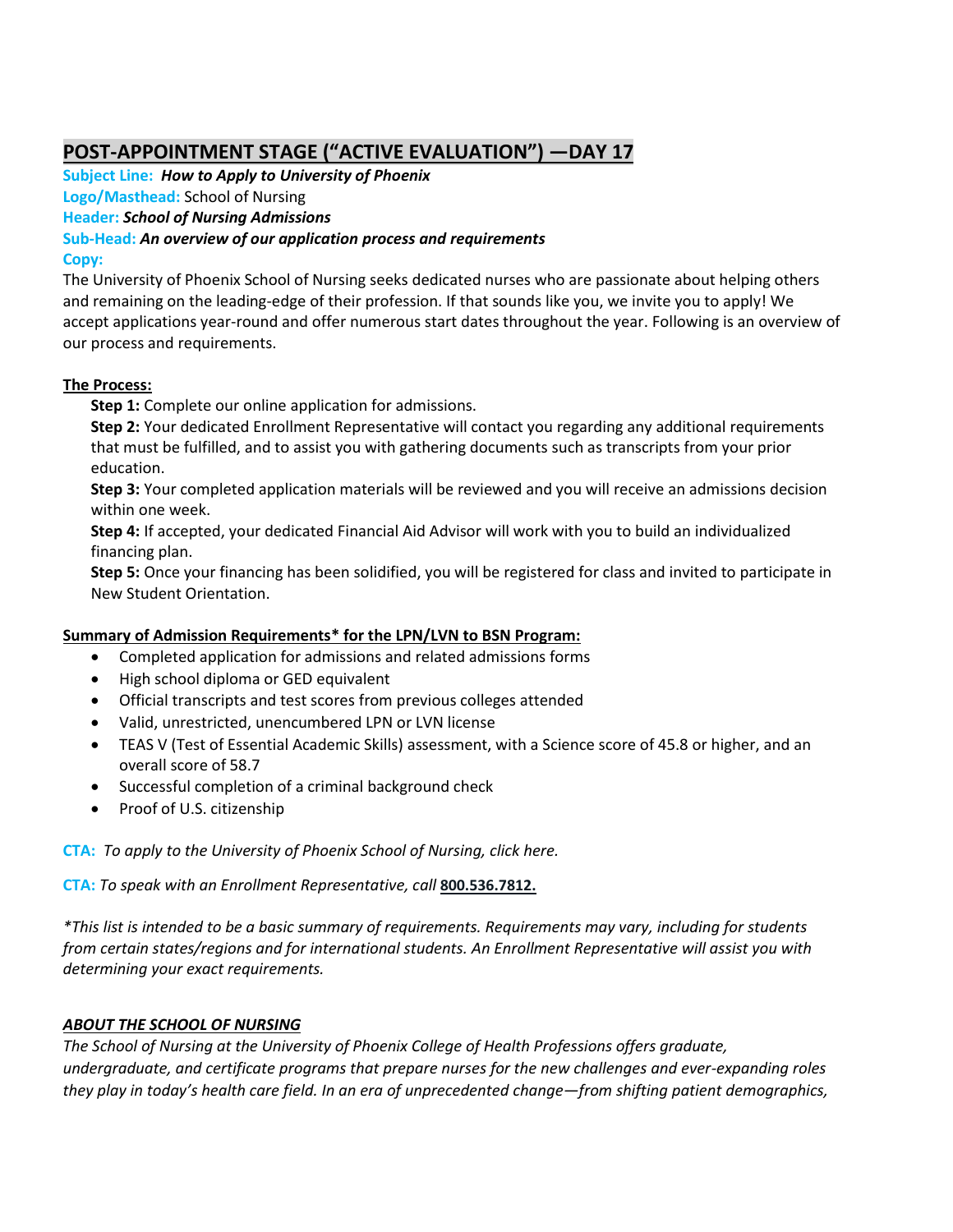## POST-APPOINTMENT STAGE (“ACTIVE EVALUATION”) —DAY 17

**Subject Line:** ***How to Apply to University of Phoenix***

**Logo/Masthead:** School of Nursing

**Header:** ***School of Nursing Admissions***

**Sub-Head:** ***An overview of our application process and requirements***

**Copy:**

The University of Phoenix School of Nursing seeks dedicated nurses who are passionate about helping others and remaining on the leading-edge of their profession. If that sounds like you, we invite you to apply! We accept applications year-round and offer numerous start dates throughout the year. Following is an overview of our process and requirements.

**The Process:**

**Step 1:** Complete our online application for admissions.

**Step 2:** Your dedicated Enrollment Representative will contact you regarding any additional requirements that must be fulfilled, and to assist you with gathering documents such as transcripts from your prior education.

**Step 3:** Your completed application materials will be reviewed and you will receive an admissions decision within one week.

**Step 4:** If accepted, your dedicated Financial Aid Advisor will work with you to build an individualized financing plan.

**Step 5:** Once your financing has been solidified, you will be registered for class and invited to participate in New Student Orientation.

**Summary of Admission Requirements* for the LPN/LVN to BSN Program:**

- Completed application for admissions and related admissions forms
- High school diploma or GED equivalent
- Official transcripts and test scores from previous colleges attended
- Valid, unrestricted, unencumbered LPN or LVN license
- TEAS V (Test of Essential Academic Skills) assessment, with a Science score of 45.8 or higher, and an overall score of 58.7
- Successful completion of a criminal background check
- Proof of U.S. citizenship

**CTA:** *To apply to the University of Phoenix School of Nursing, click here.*

**CTA:** *To speak with an Enrollment Representative, call* **800.536.7812.**

**This list is intended to be a basic summary of requirements. Requirements may vary, including for students from certain states/regions and for international students. An Enrollment Representative will assist you with determining your exact requirements.*

***ABOUT THE SCHOOL OF NURSING***

*The School of Nursing at the University of Phoenix College of Health Professions offers graduate, undergraduate, and certificate programs that prepare nurses for the new challenges and ever-expanding roles they play in today’s health care field. In an era of unprecedented change—from shifting patient demographics,*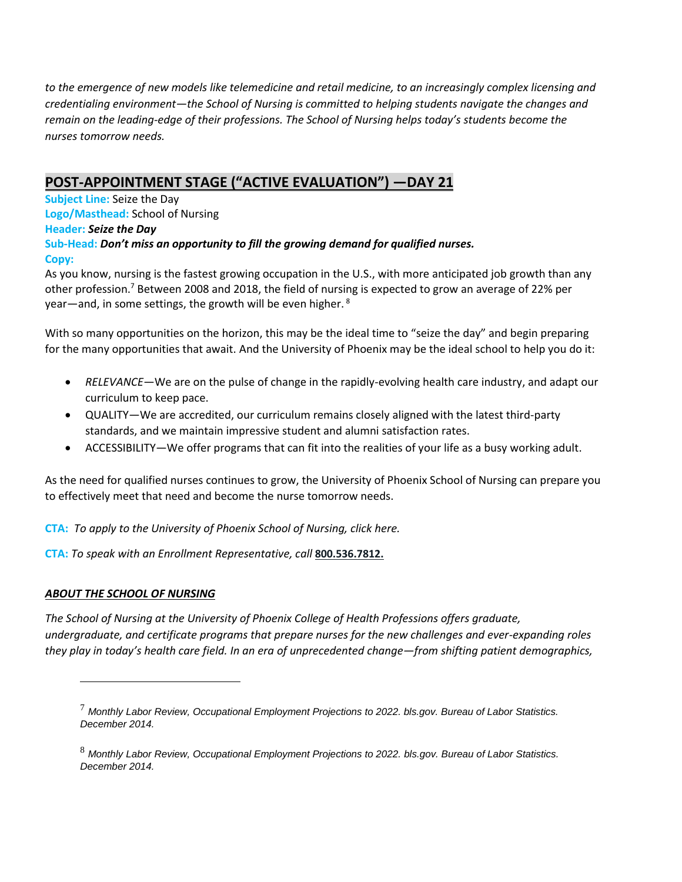*to the emergence of new models like telemedicine and retail medicine, to an increasingly complex licensing and credentialing environment—the School of Nursing is committed to helping students navigate the changes and remain on the leading-edge of their professions. The School of Nursing helps today's students become the nurses tomorrow needs.*

## POST-APPOINTMENT STAGE ("ACTIVE EVALUATION") —DAY 21

**Subject Line:** Seize the Day
**Logo/Masthead:** School of Nursing
**Header:** ***Seize the Day***
**Sub-Head:** ***Don't miss an opportunity to fill the growing demand for qualified nurses.***
**Copy:**
As you know, nursing is the fastest growing occupation in the U.S., with more anticipated job growth than any other profession.[7] Between 2008 and 2018, the field of nursing is expected to grow an average of 22% per year—and, in some settings, the growth will be even higher.[8]

With so many opportunities on the horizon, this may be the ideal time to "seize the day" and begin preparing for the many opportunities that await. And the University of Phoenix may be the ideal school to help you do it:

- *RELEVANCE*—We are on the pulse of change in the rapidly-evolving health care industry, and adapt our curriculum to keep pace.
- QUALITY—We are accredited, our curriculum remains closely aligned with the latest third-party standards, and we maintain impressive student and alumni satisfaction rates.
- ACCESSIBILITY—We offer programs that can fit into the realities of your life as a busy working adult.

As the need for qualified nurses continues to grow, the University of Phoenix School of Nursing can prepare you to effectively meet that need and become the nurse tomorrow needs.

**CTA:** *To apply to the University of Phoenix School of Nursing, click here.*

**CTA:** *To speak with an Enrollment Representative, call* **800.536.7812.**

***ABOUT THE SCHOOL OF NURSING***

*The School of Nursing at the University of Phoenix College of Health Professions offers graduate, undergraduate, and certificate programs that prepare nurses for the new challenges and ever-expanding roles they play in today's health care field. In an era of unprecedented change—from shifting patient demographics,*

---

[7] *Monthly Labor Review, Occupational Employment Projections to 2022. bls.gov. Bureau of Labor Statistics. December 2014.*

[8] *Monthly Labor Review, Occupational Employment Projections to 2022. bls.gov. Bureau of Labor Statistics. December 2014.*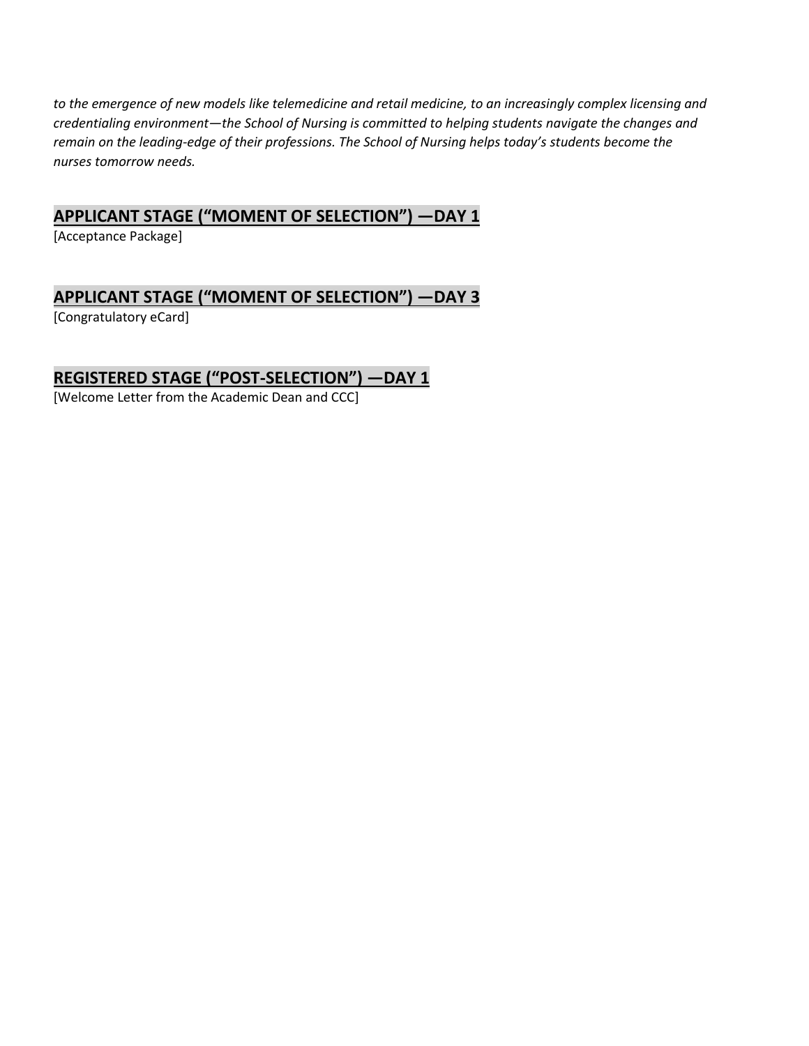*to the emergence of new models like telemedicine and retail medicine, to an increasingly complex licensing and credentialing environment—the School of Nursing is committed to helping students navigate the changes and remain on the leading-edge of their professions. The School of Nursing helps today's students become the nurses tomorrow needs.*

## APPLICANT STAGE ("MOMENT OF SELECTION") —DAY 1

[Acceptance Package]

## APPLICANT STAGE ("MOMENT OF SELECTION") —DAY 3

[Congratulatory eCard]

## REGISTERED STAGE ("POST-SELECTION") —DAY 1

[Welcome Letter from the Academic Dean and CCC]